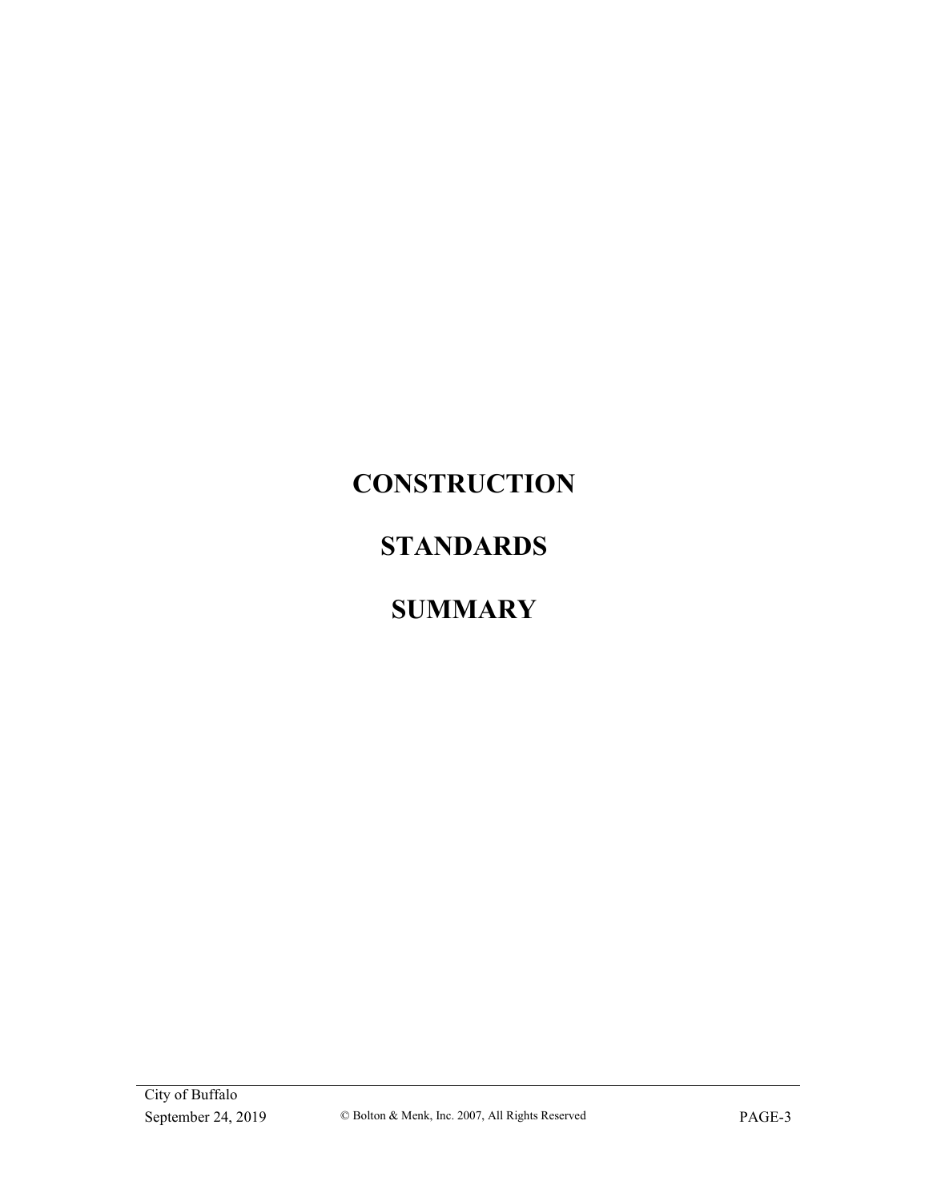# CONSTRUCTION

# STANDARDS

# SUMMARY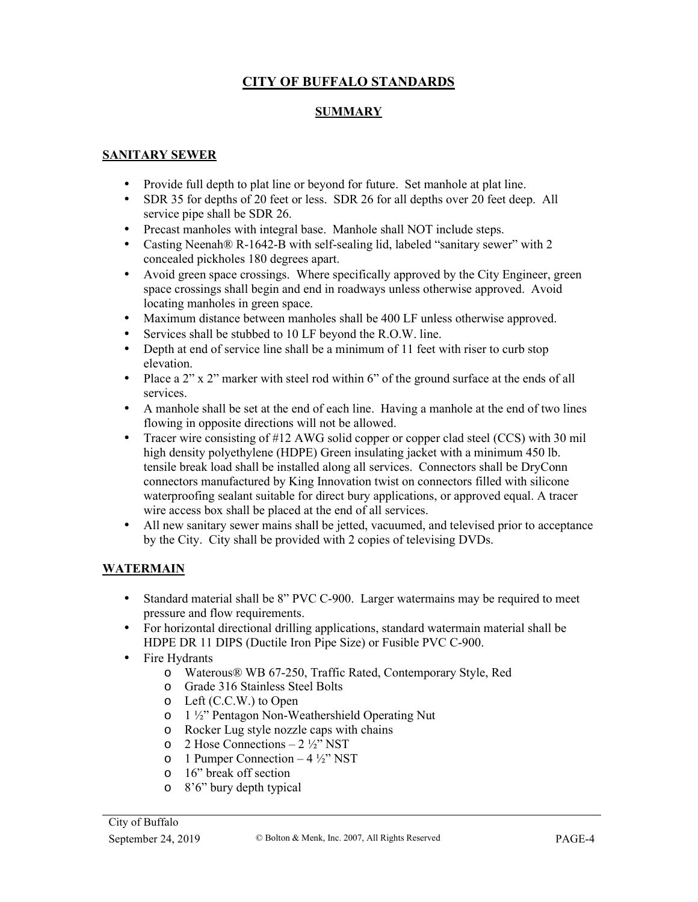# CITY OF BUFFALO STANDARDS

## SUMMARY

### SANITARY SEWER

- Provide full depth to plat line or beyond for future. Set manhole at plat line.
- SDR 35 for depths of 20 feet or less. SDR 26 for all depths over 20 feet deep. All service pipe shall be SDR 26.
- Precast manholes with integral base. Manhole shall NOT include steps.
- Casting Neenah® R-1642-B with self-sealing lid, labeled "sanitary sewer" with 2 concealed pickholes 180 degrees apart.
- Avoid green space crossings. Where specifically approved by the City Engineer, green space crossings shall begin and end in roadways unless otherwise approved. Avoid locating manholes in green space.
- Maximum distance between manholes shall be 400 LF unless otherwise approved.
- Services shall be stubbed to 10 LF beyond the R.O.W. line.
- Depth at end of service line shall be a minimum of 11 feet with riser to curb stop elevation.
- Place a 2" x 2" marker with steel rod within 6" of the ground surface at the ends of all services.
- A manhole shall be set at the end of each line. Having a manhole at the end of two lines flowing in opposite directions will not be allowed.
- Tracer wire consisting of #12 AWG solid copper or copper clad steel (CCS) with 30 mil high density polyethylene (HDPE) Green insulating jacket with a minimum 450 lb. tensile break load shall be installed along all services. Connectors shall be DryConn connectors manufactured by King Innovation twist on connectors filled with silicone waterproofing sealant suitable for direct bury applications, or approved equal. A tracer wire access box shall be placed at the end of all services.
- All new sanitary sewer mains shall be jetted, vacuumed, and televised prior to acceptance by the City. City shall be provided with 2 copies of televising DVDs.

### WATERMAIN

- Standard material shall be 8" PVC C-900. Larger watermains may be required to meet pressure and flow requirements.
- For horizontal directional drilling applications, standard watermain material shall be HDPE DR 11 DIPS (Ductile Iron Pipe Size) or Fusible PVC C-900.
- Fire Hydrants
  - Waterous® WB 67-250, Traffic Rated, Contemporary Style, Red
  - Grade 316 Stainless Steel Bolts
  - Left (C.C.W.) to Open
  - 1 ½" Pentagon Non-Weathershield Operating Nut
  - Rocker Lug style nozzle caps with chains
  - 2 Hose Connections – 2 ½" NST
  - 1 Pumper Connection – 4 ½" NST
  - 16" break off section
  - 8'6" bury depth typical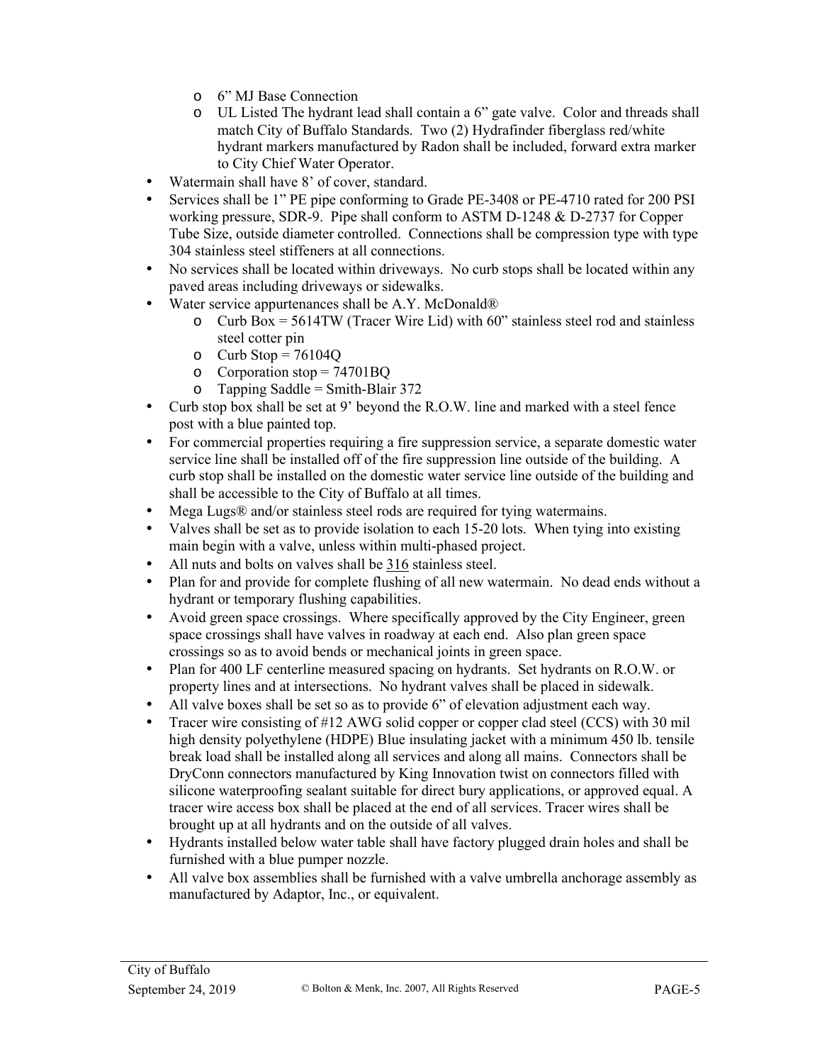- 6" MJ Base Connection
  - UL Listed The hydrant lead shall contain a 6" gate valve. Color and threads shall match City of Buffalo Standards. Two (2) Hydrafinder fiberglass red/white hydrant markers manufactured by Radon shall be included, forward extra marker to City Chief Water Operator.
- Watermain shall have 8' of cover, standard.
- Services shall be 1" PE pipe conforming to Grade PE-3408 or PE-4710 rated for 200 PSI working pressure, SDR-9. Pipe shall conform to ASTM D-1248 & D-2737 for Copper Tube Size, outside diameter controlled. Connections shall be compression type with type 304 stainless steel stiffeners at all connections.
- No services shall be located within driveways. No curb stops shall be located within any paved areas including driveways or sidewalks.
- Water service appurtenances shall be A.Y. McDonald®
  - Curb Box = 5614TW (Tracer Wire Lid) with 60" stainless steel rod and stainless steel cotter pin
  - Curb Stop = 76104Q
  - Corporation stop = 74701BQ
  - Tapping Saddle = Smith-Blair 372
- Curb stop box shall be set at 9' beyond the R.O.W. line and marked with a steel fence post with a blue painted top.
- For commercial properties requiring a fire suppression service, a separate domestic water service line shall be installed off of the fire suppression line outside of the building. A curb stop shall be installed on the domestic water service line outside of the building and shall be accessible to the City of Buffalo at all times.
- Mega Lugs® and/or stainless steel rods are required for tying watermains.
- Valves shall be set as to provide isolation to each 15-20 lots. When tying into existing main begin with a valve, unless within multi-phased project.
- All nuts and bolts on valves shall be <u>316</u> stainless steel.
- Plan for and provide for complete flushing of all new watermain. No dead ends without a hydrant or temporary flushing capabilities.
- Avoid green space crossings. Where specifically approved by the City Engineer, green space crossings shall have valves in roadway at each end. Also plan green space crossings so as to avoid bends or mechanical joints in green space.
- Plan for 400 LF centerline measured spacing on hydrants. Set hydrants on R.O.W. or property lines and at intersections. No hydrant valves shall be placed in sidewalk.
- All valve boxes shall be set so as to provide 6" of elevation adjustment each way.
- Tracer wire consisting of #12 AWG solid copper or copper clad steel (CCS) with 30 mil high density polyethylene (HDPE) Blue insulating jacket with a minimum 450 lb. tensile break load shall be installed along all services and along all mains. Connectors shall be DryConn connectors manufactured by King Innovation twist on connectors filled with silicone waterproofing sealant suitable for direct bury applications, or approved equal. A tracer wire access box shall be placed at the end of all services. Tracer wires shall be brought up at all hydrants and on the outside of all valves.
- Hydrants installed below water table shall have factory plugged drain holes and shall be furnished with a blue pumper nozzle.
- All valve box assemblies shall be furnished with a valve umbrella anchorage assembly as manufactured by Adaptor, Inc., or equivalent.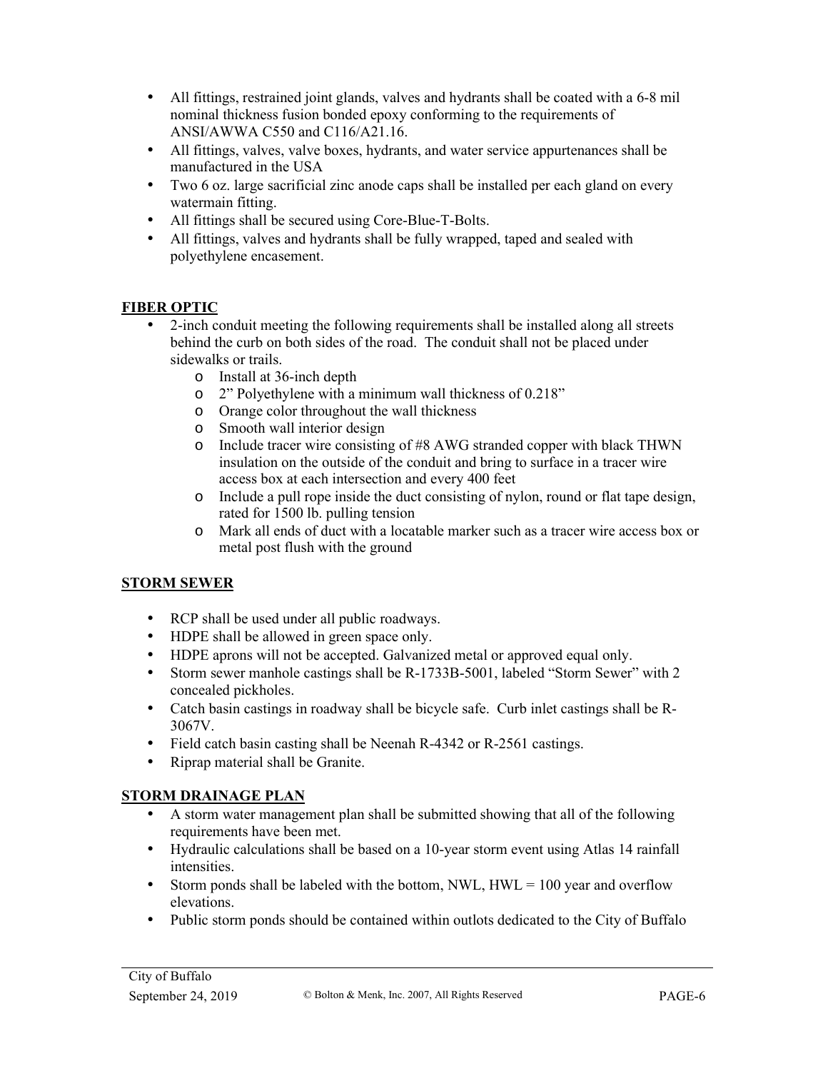- All fittings, restrained joint glands, valves and hydrants shall be coated with a 6-8 mil nominal thickness fusion bonded epoxy conforming to the requirements of ANSI/AWWA C550 and C116/A21.16.
- All fittings, valves, valve boxes, hydrants, and water service appurtenances shall be manufactured in the USA
- Two 6 oz. large sacrificial zinc anode caps shall be installed per each gland on every watermain fitting.
- All fittings shall be secured using Core-Blue-T-Bolts.
- All fittings, valves and hydrants shall be fully wrapped, taped and sealed with polyethylene encasement.

## FIBER OPTIC

- 2-inch conduit meeting the following requirements shall be installed along all streets behind the curb on both sides of the road. The conduit shall not be placed under sidewalks or trails.
  - Install at 36-inch depth
  - 2" Polyethylene with a minimum wall thickness of 0.218"
  - Orange color throughout the wall thickness
  - Smooth wall interior design
  - Include tracer wire consisting of #8 AWG stranded copper with black THWN insulation on the outside of the conduit and bring to surface in a tracer wire access box at each intersection and every 400 feet
  - Include a pull rope inside the duct consisting of nylon, round or flat tape design, rated for 1500 lb. pulling tension
  - Mark all ends of duct with a locatable marker such as a tracer wire access box or metal post flush with the ground

## STORM SEWER

- RCP shall be used under all public roadways.
- HDPE shall be allowed in green space only.
- HDPE aprons will not be accepted. Galvanized metal or approved equal only.
- Storm sewer manhole castings shall be R-1733B-5001, labeled "Storm Sewer" with 2 concealed pickholes.
- Catch basin castings in roadway shall be bicycle safe. Curb inlet castings shall be R-3067V.
- Field catch basin casting shall be Neenah R-4342 or R-2561 castings.
- Riprap material shall be Granite.

## STORM DRAINAGE PLAN

- A storm water management plan shall be submitted showing that all of the following requirements have been met.
- Hydraulic calculations shall be based on a 10-year storm event using Atlas 14 rainfall intensities.
- Storm ponds shall be labeled with the bottom, NWL, HWL = 100 year and overflow elevations.
- Public storm ponds should be contained within outlots dedicated to the City of Buffalo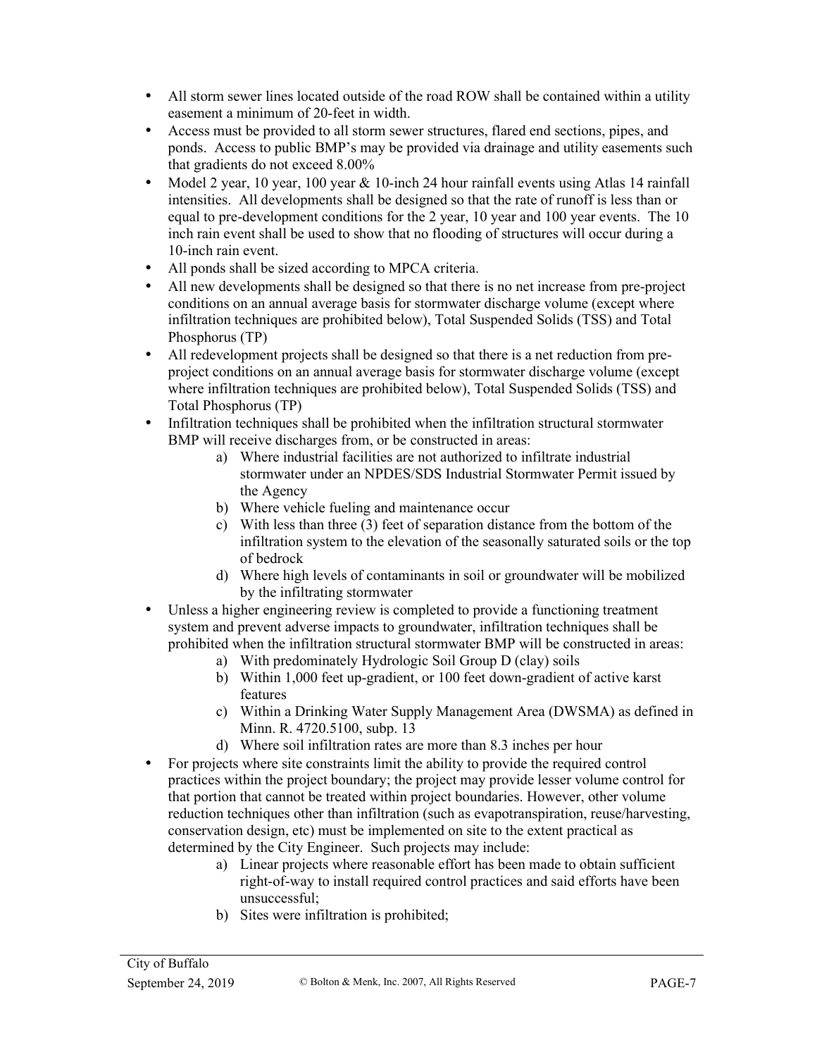- All storm sewer lines located outside of the road ROW shall be contained within a utility easement a minimum of 20-feet in width.
- Access must be provided to all storm sewer structures, flared end sections, pipes, and ponds. Access to public BMP's may be provided via drainage and utility easements such that gradients do not exceed 8.00%
- Model 2 year, 10 year, 100 year & 10-inch 24 hour rainfall events using Atlas 14 rainfall intensities. All developments shall be designed so that the rate of runoff is less than or equal to pre-development conditions for the 2 year, 10 year and 100 year events. The 10 inch rain event shall be used to show that no flooding of structures will occur during a 10-inch rain event.
- All ponds shall be sized according to MPCA criteria.
- All new developments shall be designed so that there is no net increase from pre-project conditions on an annual average basis for stormwater discharge volume (except where infiltration techniques are prohibited below), Total Suspended Solids (TSS) and Total Phosphorus (TP)
- All redevelopment projects shall be designed so that there is a net reduction from pre-project conditions on an annual average basis for stormwater discharge volume (except where infiltration techniques are prohibited below), Total Suspended Solids (TSS) and Total Phosphorus (TP)
- Infiltration techniques shall be prohibited when the infiltration structural stormwater BMP will receive discharges from, or be constructed in areas:
    a) Where industrial facilities are not authorized to infiltrate industrial stormwater under an NPDES/SDS Industrial Stormwater Permit issued by the Agency
    b) Where vehicle fueling and maintenance occur
    c) With less than three (3) feet of separation distance from the bottom of the infiltration system to the elevation of the seasonally saturated soils or the top of bedrock
    d) Where high levels of contaminants in soil or groundwater will be mobilized by the infiltrating stormwater
- Unless a higher engineering review is completed to provide a functioning treatment system and prevent adverse impacts to groundwater, infiltration techniques shall be prohibited when the infiltration structural stormwater BMP will be constructed in areas:
    a) With predominately Hydrologic Soil Group D (clay) soils
    b) Within 1,000 feet up-gradient, or 100 feet down-gradient of active karst features
    c) Within a Drinking Water Supply Management Area (DWSMA) as defined in Minn. R. 4720.5100, subp. 13
    d) Where soil infiltration rates are more than 8.3 inches per hour
- For projects where site constraints limit the ability to provide the required control practices within the project boundary; the project may provide lesser volume control for that portion that cannot be treated within project boundaries. However, other volume reduction techniques other than infiltration (such as evapotranspiration, reuse/harvesting, conservation design, etc) must be implemented on site to the extent practical as determined by the City Engineer. Such projects may include:
    a) Linear projects where reasonable effort has been made to obtain sufficient right-of-way to install required control practices and said efforts have been unsuccessful;
    b) Sites were infiltration is prohibited;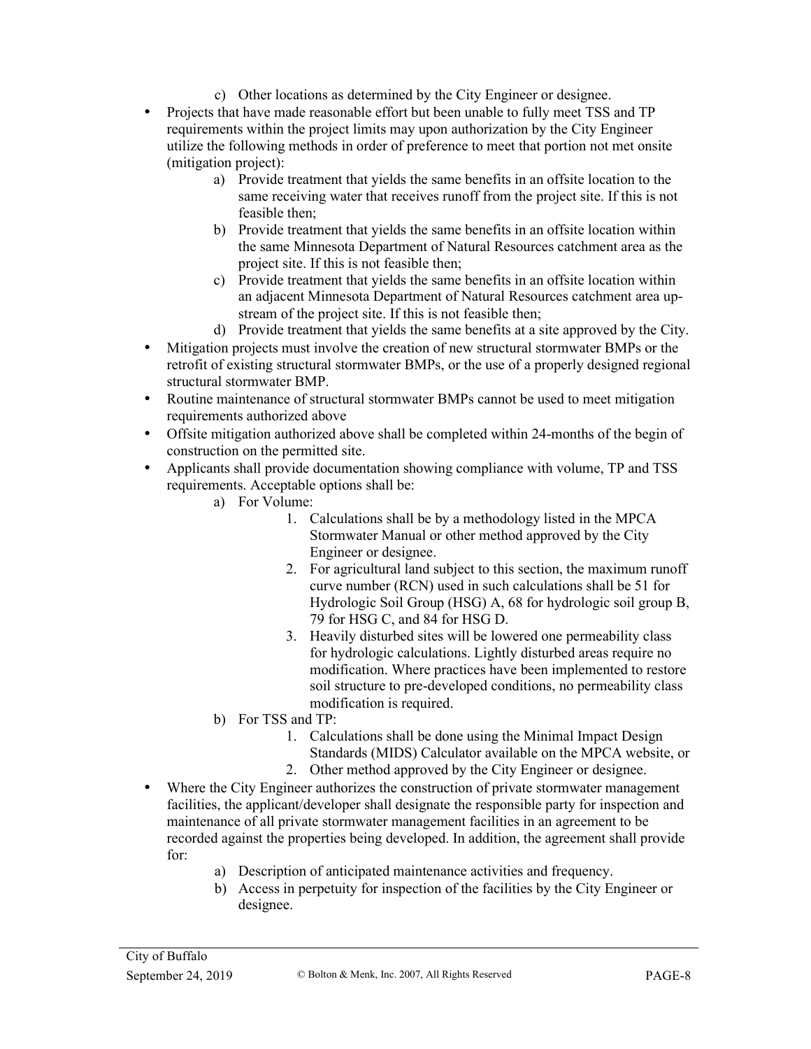c) Other locations as determined by the City Engineer or designee.

- Projects that have made reasonable effort but been unable to fully meet TSS and TP requirements within the project limits may upon authorization by the City Engineer utilize the following methods in order of preference to meet that portion not met onsite (mitigation project):
  - a) Provide treatment that yields the same benefits in an offsite location to the same receiving water that receives runoff from the project site. If this is not feasible then;
  - b) Provide treatment that yields the same benefits in an offsite location within the same Minnesota Department of Natural Resources catchment area as the project site. If this is not feasible then;
  - c) Provide treatment that yields the same benefits in an offsite location within an adjacent Minnesota Department of Natural Resources catchment area up-stream of the project site. If this is not feasible then;
  - d) Provide treatment that yields the same benefits at a site approved by the City.
- Mitigation projects must involve the creation of new structural stormwater BMPs or the retrofit of existing structural stormwater BMPs, or the use of a properly designed regional structural stormwater BMP.
- Routine maintenance of structural stormwater BMPs cannot be used to meet mitigation requirements authorized above
- Offsite mitigation authorized above shall be completed within 24-months of the begin of construction on the permitted site.
- Applicants shall provide documentation showing compliance with volume, TP and TSS requirements. Acceptable options shall be:
  - a) For Volume:
    1. Calculations shall be by a methodology listed in the MPCA Stormwater Manual or other method approved by the City Engineer or designee.
    2. For agricultural land subject to this section, the maximum runoff curve number (RCN) used in such calculations shall be 51 for Hydrologic Soil Group (HSG) A, 68 for hydrologic soil group B, 79 for HSG C, and 84 for HSG D.
    3. Heavily disturbed sites will be lowered one permeability class for hydrologic calculations. Lightly disturbed areas require no modification. Where practices have been implemented to restore soil structure to pre-developed conditions, no permeability class modification is required.
  - b) For TSS and TP:
    1. Calculations shall be done using the Minimal Impact Design Standards (MIDS) Calculator available on the MPCA website, or
    2. Other method approved by the City Engineer or designee.
- Where the City Engineer authorizes the construction of private stormwater management facilities, the applicant/developer shall designate the responsible party for inspection and maintenance of all private stormwater management facilities in an agreement to be recorded against the properties being developed. In addition, the agreement shall provide for:
  - a) Description of anticipated maintenance activities and frequency.
  - b) Access in perpetuity for inspection of the facilities by the City Engineer or designee.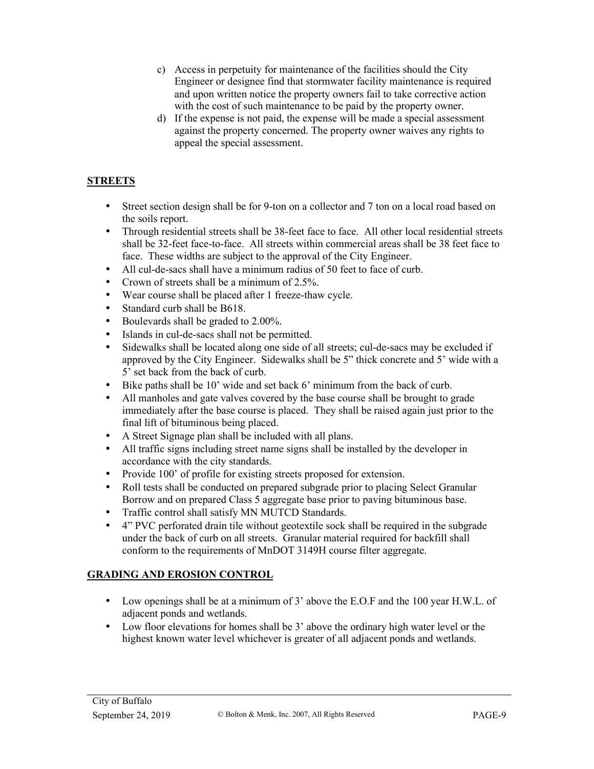c) Access in perpetuity for maintenance of the facilities should the City Engineer or designee find that stormwater facility maintenance is required and upon written notice the property owners fail to take corrective action with the cost of such maintenance to be paid by the property owner.

d) If the expense is not paid, the expense will be made a special assessment against the property concerned. The property owner waives any rights to appeal the special assessment.

## STREETS

- Street section design shall be for 9-ton on a collector and 7 ton on a local road based on the soils report.
- Through residential streets shall be 38-feet face to face. All other local residential streets shall be 32-feet face-to-face. All streets within commercial areas shall be 38 feet face to face. These widths are subject to the approval of the City Engineer.
- All cul-de-sacs shall have a minimum radius of 50 feet to face of curb.
- Crown of streets shall be a minimum of 2.5%.
- Wear course shall be placed after 1 freeze-thaw cycle.
- Standard curb shall be B618.
- Boulevards shall be graded to 2.00%.
- Islands in cul-de-sacs shall not be permitted.
- Sidewalks shall be located along one side of all streets; cul-de-sacs may be excluded if approved by the City Engineer. Sidewalks shall be 5" thick concrete and 5' wide with a 5' set back from the back of curb.
- Bike paths shall be 10' wide and set back 6' minimum from the back of curb.
- All manholes and gate valves covered by the base course shall be brought to grade immediately after the base course is placed. They shall be raised again just prior to the final lift of bituminous being placed.
- A Street Signage plan shall be included with all plans.
- All traffic signs including street name signs shall be installed by the developer in accordance with the city standards.
- Provide 100' of profile for existing streets proposed for extension.
- Roll tests shall be conducted on prepared subgrade prior to placing Select Granular Borrow and on prepared Class 5 aggregate base prior to paving bituminous base.
- Traffic control shall satisfy MN MUTCD Standards.
- 4" PVC perforated drain tile without geotextile sock shall be required in the subgrade under the back of curb on all streets. Granular material required for backfill shall conform to the requirements of MnDOT 3149H course filter aggregate.

## GRADING AND EROSION CONTROL

- Low openings shall be at a minimum of 3' above the E.O.F and the 100 year H.W.L. of adjacent ponds and wetlands.
- Low floor elevations for homes shall be 3' above the ordinary high water level or the highest known water level whichever is greater of all adjacent ponds and wetlands.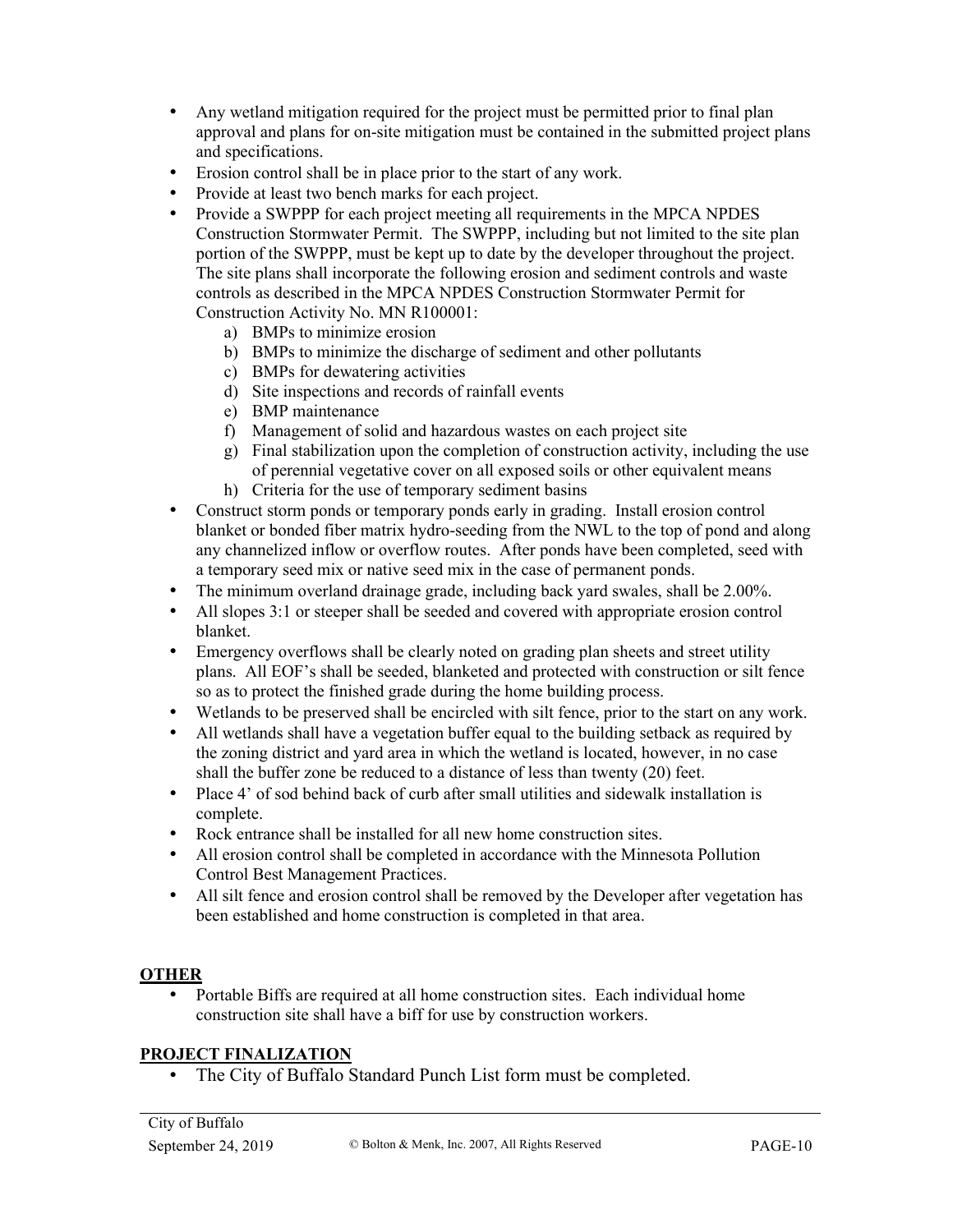- Any wetland mitigation required for the project must be permitted prior to final plan approval and plans for on-site mitigation must be contained in the submitted project plans and specifications.
- Erosion control shall be in place prior to the start of any work.
- Provide at least two bench marks for each project.
- Provide a SWPPP for each project meeting all requirements in the MPCA NPDES Construction Stormwater Permit. The SWPPP, including but not limited to the site plan portion of the SWPPP, must be kept up to date by the developer throughout the project. The site plans shall incorporate the following erosion and sediment controls and waste controls as described in the MPCA NPDES Construction Stormwater Permit for Construction Activity No. MN R100001:
  a) BMPs to minimize erosion
  b) BMPs to minimize the discharge of sediment and other pollutants
  c) BMPs for dewatering activities
  d) Site inspections and records of rainfall events
  e) BMP maintenance
  f) Management of solid and hazardous wastes on each project site
  g) Final stabilization upon the completion of construction activity, including the use of perennial vegetative cover on all exposed soils or other equivalent means
  h) Criteria for the use of temporary sediment basins
- Construct storm ponds or temporary ponds early in grading. Install erosion control blanket or bonded fiber matrix hydro-seeding from the NWL to the top of pond and along any channelized inflow or overflow routes. After ponds have been completed, seed with a temporary seed mix or native seed mix in the case of permanent ponds.
- The minimum overland drainage grade, including back yard swales, shall be 2.00%.
- All slopes 3:1 or steeper shall be seeded and covered with appropriate erosion control blanket.
- Emergency overflows shall be clearly noted on grading plan sheets and street utility plans. All EOF's shall be seeded, blanketed and protected with construction or silt fence so as to protect the finished grade during the home building process.
- Wetlands to be preserved shall be encircled with silt fence, prior to the start on any work.
- All wetlands shall have a vegetation buffer equal to the building setback as required by the zoning district and yard area in which the wetland is located, however, in no case shall the buffer zone be reduced to a distance of less than twenty (20) feet.
- Place 4' of sod behind back of curb after small utilities and sidewalk installation is complete.
- Rock entrance shall be installed for all new home construction sites.
- All erosion control shall be completed in accordance with the Minnesota Pollution Control Best Management Practices.
- All silt fence and erosion control shall be removed by the Developer after vegetation has been established and home construction is completed in that area.

## OTHER

- Portable Biffs are required at all home construction sites. Each individual home construction site shall have a biff for use by construction workers.

## PROJECT FINALIZATION

- The City of Buffalo Standard Punch List form must be completed.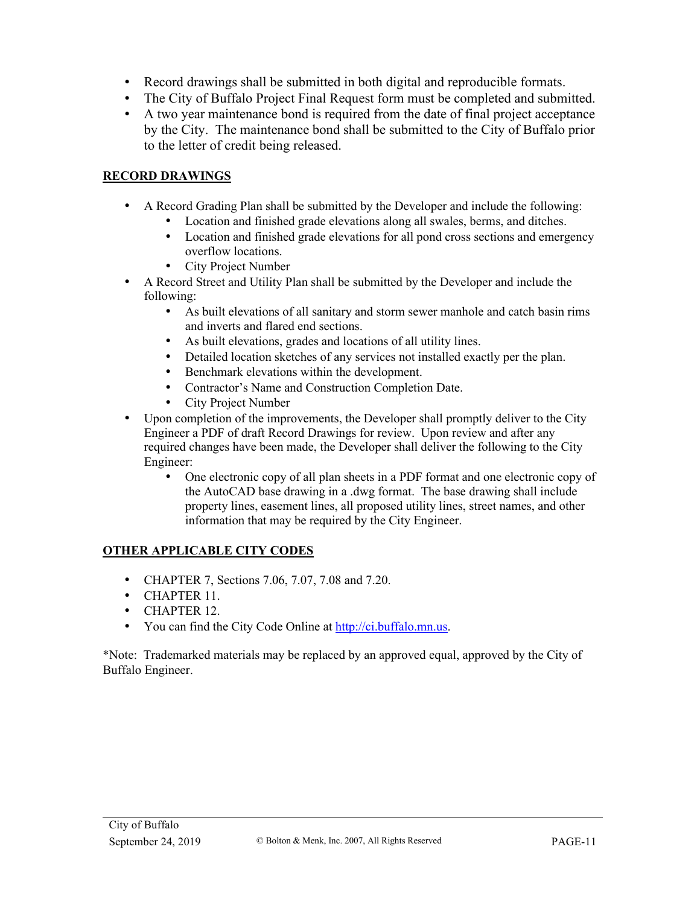- Record drawings shall be submitted in both digital and reproducible formats.
- The City of Buffalo Project Final Request form must be completed and submitted.
- A two year maintenance bond is required from the date of final project acceptance by the City. The maintenance bond shall be submitted to the City of Buffalo prior to the letter of credit being released.

## RECORD DRAWINGS

- A Record Grading Plan shall be submitted by the Developer and include the following:
  - Location and finished grade elevations along all swales, berms, and ditches.
  - Location and finished grade elevations for all pond cross sections and emergency overflow locations.
  - City Project Number
- A Record Street and Utility Plan shall be submitted by the Developer and include the following:
  - As built elevations of all sanitary and storm sewer manhole and catch basin rims and inverts and flared end sections.
  - As built elevations, grades and locations of all utility lines.
  - Detailed location sketches of any services not installed exactly per the plan.
  - Benchmark elevations within the development.
  - Contractor's Name and Construction Completion Date.
  - City Project Number
- Upon completion of the improvements, the Developer shall promptly deliver to the City Engineer a PDF of draft Record Drawings for review. Upon review and after any required changes have been made, the Developer shall deliver the following to the City Engineer:
  - One electronic copy of all plan sheets in a PDF format and one electronic copy of the AutoCAD base drawing in a .dwg format. The base drawing shall include property lines, easement lines, all proposed utility lines, street names, and other information that may be required by the City Engineer.

## OTHER APPLICABLE CITY CODES

- CHAPTER 7, Sections 7.06, 7.07, 7.08 and 7.20.
- CHAPTER 11.
- CHAPTER 12.
- You can find the City Code Online at [http://ci.buffalo.mn.us](http://ci.buffalo.mn.us).

*Note: Trademarked materials may be replaced by an approved equal, approved by the City of Buffalo Engineer.